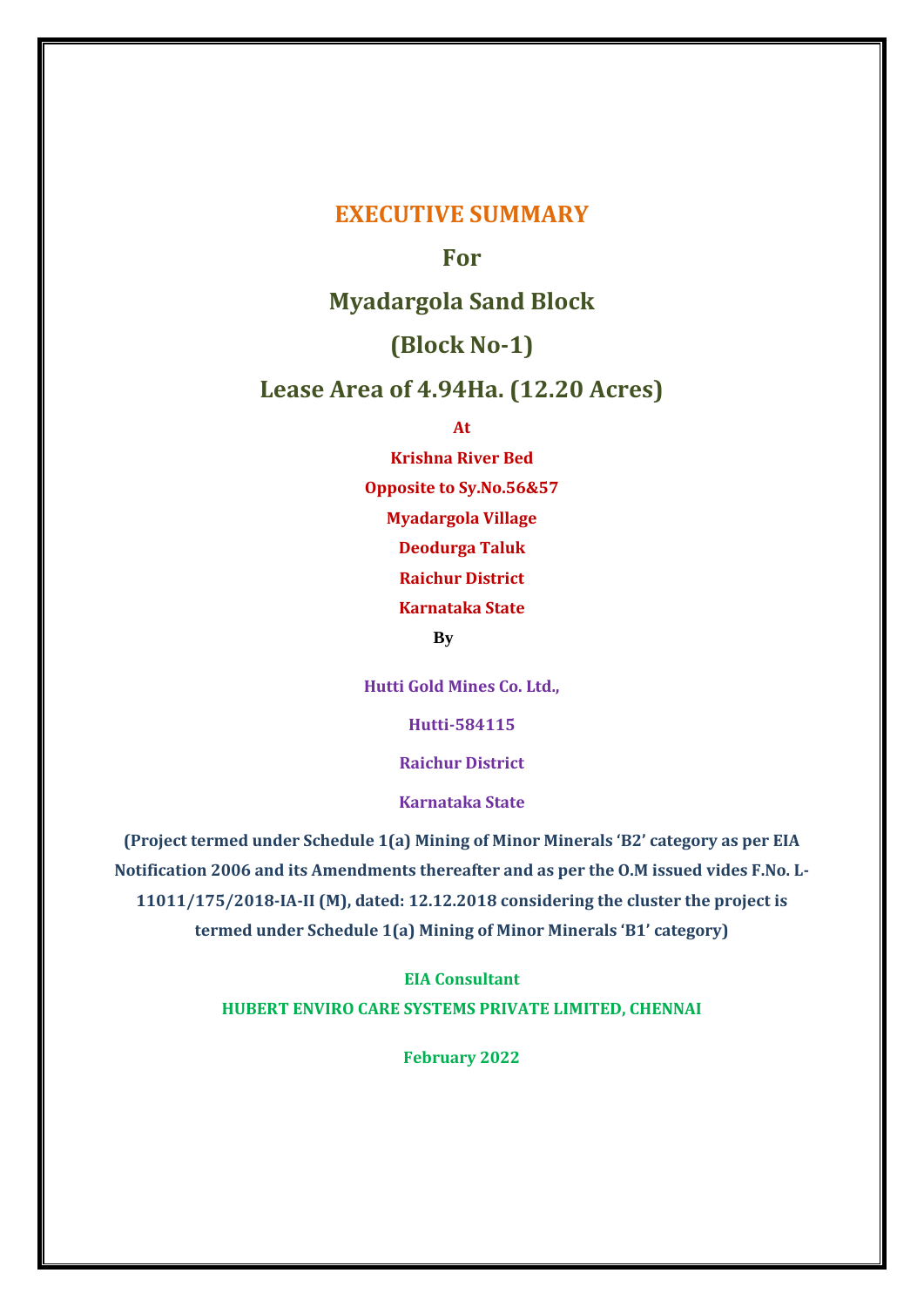# EXECUTIVE SUMMARY

## For

## Myadargola Sand Block

## (Block No-1)

## Lease Area of 4.94Ha. (12.20 Acres)

**At**

**Krishna River Bed**

**Opposite to Sy.No.56&57**

**Myadargola Village**

**Deodurga Taluk**

**Raichur District**

**Karnataka State**

**By**

**Hutti Gold Mines Co. Ltd.,**

**Hutti-584115**

**Raichur District**

**Karnataka State**

**(Project termed under Schedule 1(a) Mining of Minor Minerals 'B2' category as per EIA Notification 2006 and its Amendments thereafter and as per the O.M issued vides F.No. L-11011/175/2018-IA-II (M), dated: 12.12.2018 considering the cluster the project is termed under Schedule 1(a) Mining of Minor Minerals 'B1' category)**

**EIA Consultant**

**HUBERT ENVIRO CARE SYSTEMS PRIVATE LIMITED, CHENNAI**

**February 2022**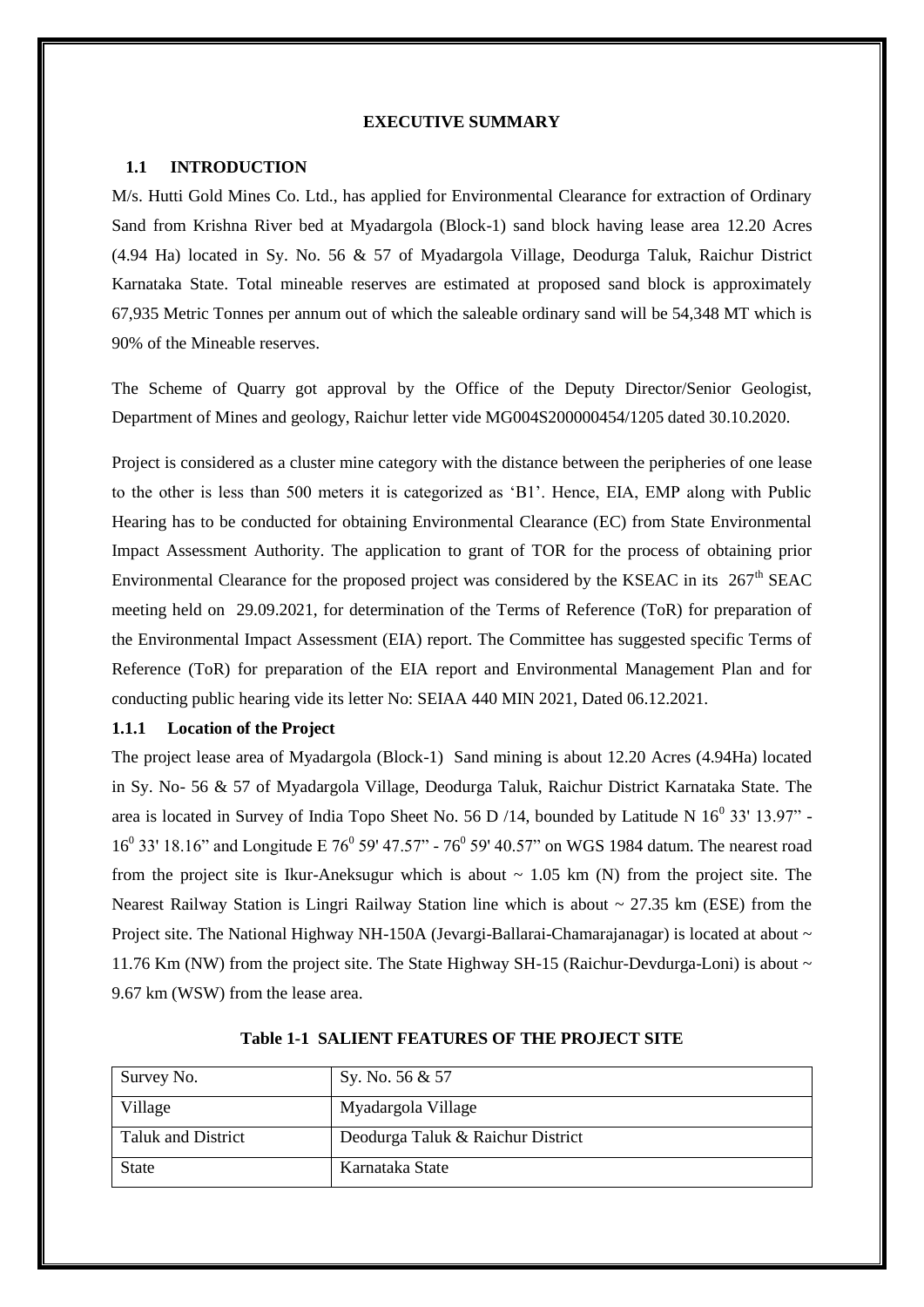**EXECUTIVE SUMMARY**

## 1.1 INTRODUCTION

M/s. Hutti Gold Mines Co. Ltd., has applied for Environmental Clearance for extraction of Ordinary Sand from Krishna River bed at Myadargola (Block-1) sand block having lease area 12.20 Acres (4.94 Ha) located in Sy. No. 56 & 57 of Myadargola Village, Deodurga Taluk, Raichur District Karnataka State. Total mineable reserves are estimated at proposed sand block is approximately 67,935 Metric Tonnes per annum out of which the saleable ordinary sand will be 54,348 MT which is 90% of the Mineable reserves.

The Scheme of Quarry got approval by the Office of the Deputy Director/Senior Geologist, Department of Mines and geology, Raichur letter vide MG004S200000454/1205 dated 30.10.2020.

Project is considered as a cluster mine category with the distance between the peripheries of one lease to the other is less than 500 meters it is categorized as 'B1'. Hence, EIA, EMP along with Public Hearing has to be conducted for obtaining Environmental Clearance (EC) from State Environmental Impact Assessment Authority. The application to grant of TOR for the process of obtaining prior Environmental Clearance for the proposed project was considered by the KSEAC in its 267th SEAC meeting held on 29.09.2021, for determination of the Terms of Reference (ToR) for preparation of the Environmental Impact Assessment (EIA) report. The Committee has suggested specific Terms of Reference (ToR) for preparation of the EIA report and Environmental Management Plan and for conducting public hearing vide its letter No: SEIAA 440 MIN 2021, Dated 06.12.2021.

### 1.1.1 Location of the Project

The project lease area of Myadargola (Block-1) Sand mining is about 12.20 Acres (4.94Ha) located in Sy. No- 56 & 57 of Myadargola Village, Deodurga Taluk, Raichur District Karnataka State. The area is located in Survey of India Topo Sheet No. 56 D /14, bounded by Latitude N $16^0$ 33' 13.97" - $16^0$ 33' 18.16" and Longitude E $76^0$ 59' 47.57" - $76^0$ 59' 40.57" on WGS 1984 datum. The nearest road from the project site is Ikur-Aneksugur which is about ~ 1.05 km (N) from the project site. The Nearest Railway Station is Lingri Railway Station line which is about ~ 27.35 km (ESE) from the Project site. The National Highway NH-150A (Jevargi-Ballarai-Chamarajanagar) is located at about ~ 11.76 Km (NW) from the project site. The State Highway SH-15 (Raichur-Devdurga-Loni) is about ~ 9.67 km (WSW) from the lease area.

**Table 1-1 SALIENT FEATURES OF THE PROJECT SITE**

| Survey No. | Sy. No. 56 & 57 |
|---|---|
| Village | Myadargola Village |
| Taluk and District | Deodurga Taluk & Raichur District |
| State | Karnataka State |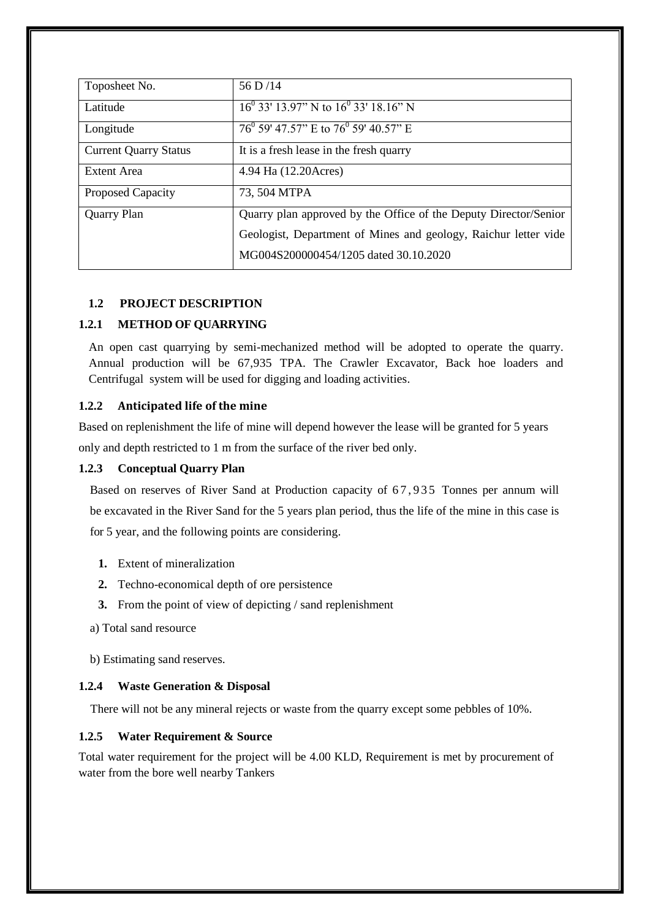| Toposheet No. | 56 D /14 |
|---|---|
| Latitude | $16^0$ 33' 13.97" N to $16^0$ 33' 18.16" N |
| Longitude | $76^0$ 59' 47.57" E to $76^0$ 59' 40.57" E |
| Current Quarry Status | It is a fresh lease in the fresh quarry |
| Extent Area | 4.94 Ha (12.20Acres) |
| Proposed Capacity | 73, 504 MTPA |
| Quarry Plan | Quarry plan approved by the Office of the Deputy Director/Senior Geologist, Department of Mines and geology, Raichur letter vide MG004S200000454/1205 dated 30.10.2020 |

### 1.2 PROJECT DESCRIPTION

#### 1.2.1 METHOD OF QUARRYING

An open cast quarrying by semi-mechanized method will be adopted to operate the quarry. Annual production will be 67,935 TPA. The Crawler Excavator, Back hoe loaders and Centrifugal system will be used for digging and loading activities.

#### 1.2.2 Anticipated life of the mine

Based on replenishment the life of mine will depend however the lease will be granted for 5 years only and depth restricted to 1 m from the surface of the river bed only.

#### 1.2.3 Conceptual Quarry Plan

Based on reserves of River Sand at Production capacity of 67,935 Tonnes per annum will be excavated in the River Sand for the 5 years plan period, thus the life of the mine in this case is for 5 year, and the following points are considering.

1. Extent of mineralization
2. Techno-economical depth of ore persistence
3. From the point of view of depicting / sand replenishment

a) Total sand resource

b) Estimating sand reserves.

#### 1.2.4 Waste Generation & Disposal

There will not be any mineral rejects or waste from the quarry except some pebbles of 10%.

#### 1.2.5 Water Requirement & Source

Total water requirement for the project will be 4.00 KLD, Requirement is met by procurement of water from the bore well nearby Tankers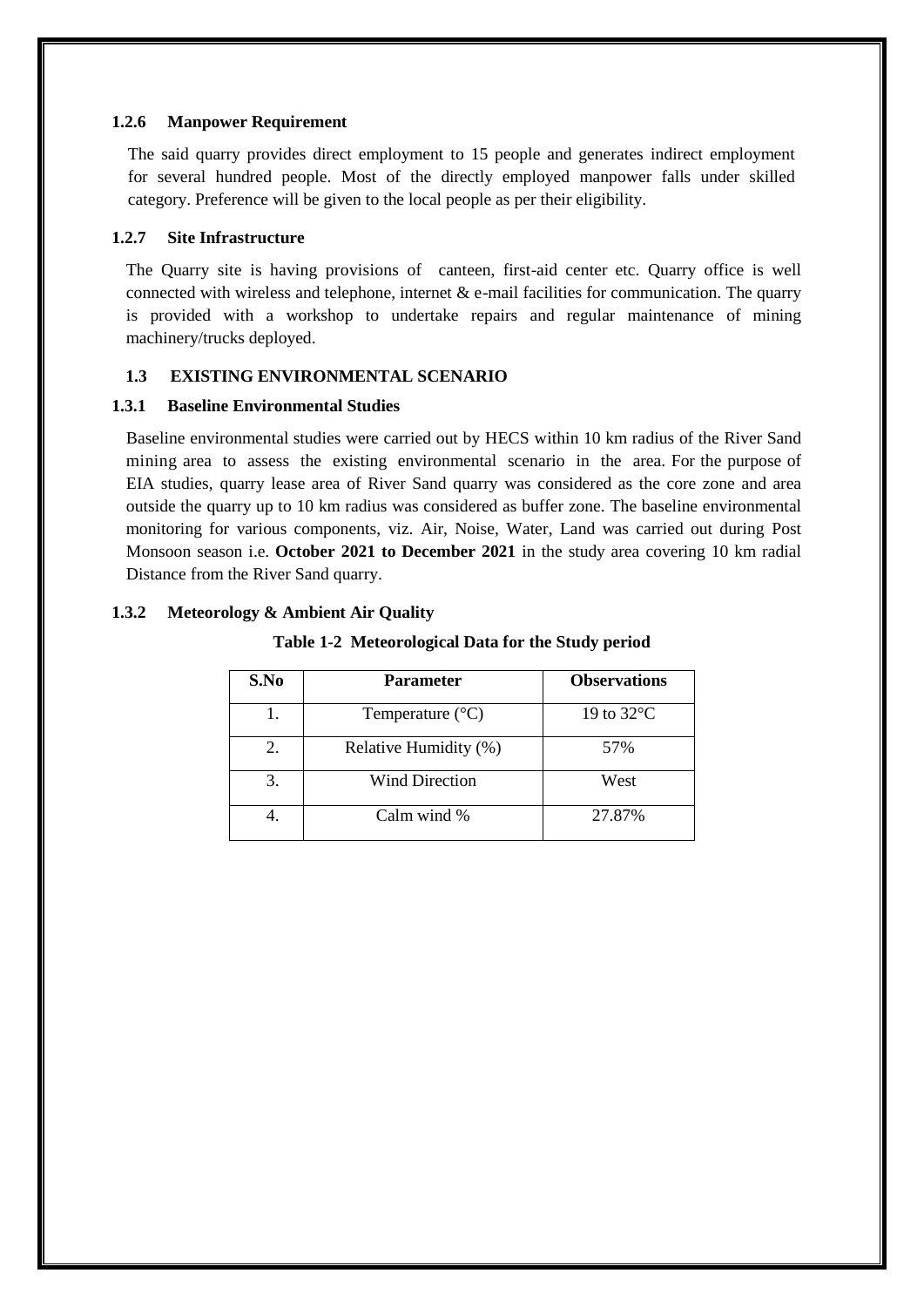### 1.2.6 Manpower Requirement

The said quarry provides direct employment to 15 people and generates indirect employment for several hundred people. Most of the directly employed manpower falls under skilled category. Preference will be given to the local people as per their eligibility.

### 1.2.7 Site Infrastructure

The Quarry site is having provisions of canteen, first-aid center etc. Quarry office is well connected with wireless and telephone, internet & e-mail facilities for communication. The quarry is provided with a workshop to undertake repairs and regular maintenance of mining machinery/trucks deployed.

## 1.3 EXISTING ENVIRONMENTAL SCENARIO

### 1.3.1 Baseline Environmental Studies

Baseline environmental studies were carried out by HECS within 10 km radius of the River Sand mining area to assess the existing environmental scenario in the area. For the purpose of EIA studies, quarry lease area of River Sand quarry was considered as the core zone and area outside the quarry up to 10 km radius was considered as buffer zone. The baseline environmental monitoring for various components, viz. Air, Noise, Water, Land was carried out during Post Monsoon season i.e. **October 2021 to December 2021** in the study area covering 10 km radial Distance from the River Sand quarry.

### 1.3.2 Meteorology & Ambient Air Quality

**Table 1-2 Meteorological Data for the Study period**

| S.No | Parameter | Observations |
|---|---|---|
| 1. | Temperature (°C) | 19 to 32°C |
| 2. | Relative Humidity (%) | 57% |
| 3. | Wind Direction | West |
| 4. | Calm wind % | 27.87% |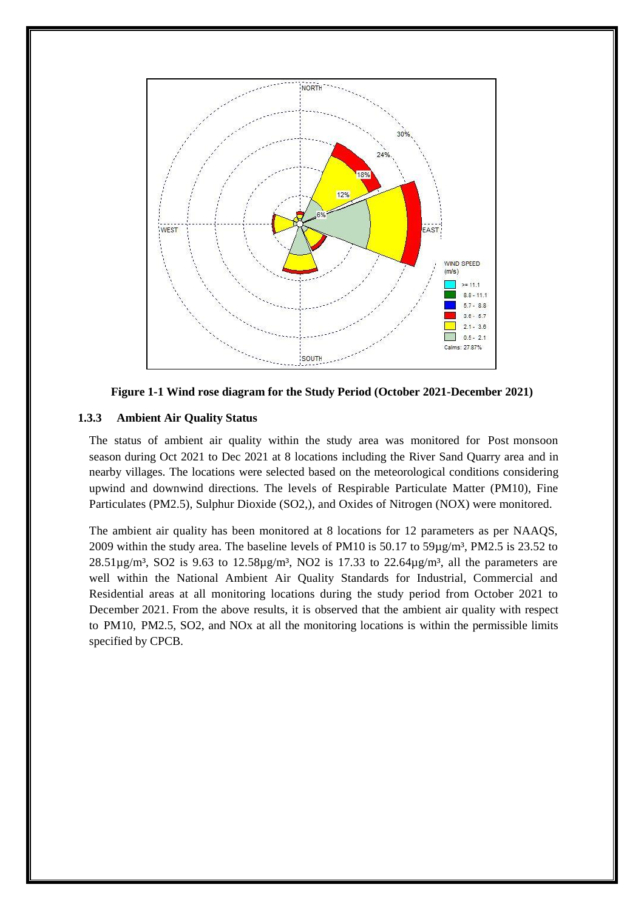**Figure 1-1 Wind rose diagram for the Study Period (October 2021-December 2021)**

### 1.3.3 Ambient Air Quality Status

The status of ambient air quality within the study area was monitored for Post monsoon season during Oct 2021 to Dec 2021 at 8 locations including the River Sand Quarry area and in nearby villages. The locations were selected based on the meteorological conditions considering upwind and downwind directions. The levels of Respirable Particulate Matter (PM10), Fine Particulates (PM2.5), Sulphur Dioxide (SO2,), and Oxides of Nitrogen (NOX) were monitored.

The ambient air quality has been monitored at 8 locations for 12 parameters as per NAAQS, 2009 within the study area. The baseline levels of PM10 is 50.17 to 59µg/m³, PM2.5 is 23.52 to 28.51µg/m³, SO2 is 9.63 to 12.58µg/m³, NO2 is 17.33 to 22.64µg/m³, all the parameters are well within the National Ambient Air Quality Standards for Industrial, Commercial and Residential areas at all monitoring locations during the study period from October 2021 to December 2021. From the above results, it is observed that the ambient air quality with respect to PM10, PM2.5, SO2, and NOx at all the monitoring locations is within the permissible limits specified by CPCB.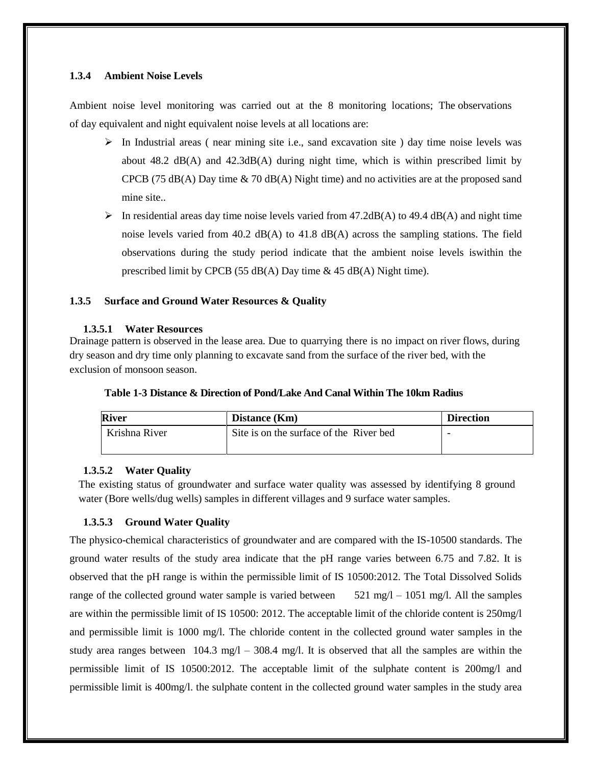### 1.3.4 Ambient Noise Levels

Ambient noise level monitoring was carried out at the 8 monitoring locations; The observations of day equivalent and night equivalent noise levels at all locations are:

- In Industrial areas ( near mining site i.e., sand excavation site ) day time noise levels was about 48.2 dB(A) and 42.3dB(A) during night time, which is within prescribed limit by CPCB (75 dB(A) Day time & 70 dB(A) Night time) and no activities are at the proposed sand mine site..
- In residential areas day time noise levels varied from 47.2dB(A) to 49.4 dB(A) and night time noise levels varied from 40.2 dB(A) to 41.8 dB(A) across the sampling stations. The field observations during the study period indicate that the ambient noise levels iswithin the prescribed limit by CPCB (55 dB(A) Day time & 45 dB(A) Night time).

### 1.3.5 Surface and Ground Water Resources & Quality

#### 1.3.5.1 Water Resources

Drainage pattern is observed in the lease area. Due to quarrying there is no impact on river flows, during dry season and dry time only planning to excavate sand from the surface of the river bed, with the exclusion of monsoon season.

**Table 1-3 Distance & Direction of Pond/Lake And Canal Within The 10km Radius**

| River | Distance (Km) | Direction |
|---|---|---|
| Krishna River | Site is on the surface of the River bed | - |

#### 1.3.5.2 Water Quality

The existing status of groundwater and surface water quality was assessed by identifying 8 ground water (Bore wells/dug wells) samples in different villages and 9 surface water samples.

#### 1.3.5.3 Ground Water Quality

The physico-chemical characteristics of groundwater and are compared with the IS-10500 standards. The ground water results of the study area indicate that the pH range varies between 6.75 and 7.82. It is observed that the pH range is within the permissible limit of IS 10500:2012. The Total Dissolved Solids range of the collected ground water sample is varied between 521 mg/l – 1051 mg/l. All the samples are within the permissible limit of IS 10500: 2012. The acceptable limit of the chloride content is 250mg/l and permissible limit is 1000 mg/l. The chloride content in the collected ground water samples in the study area ranges between 104.3 mg/l – 308.4 mg/l. It is observed that all the samples are within the permissible limit of IS 10500:2012. The acceptable limit of the sulphate content is 200mg/l and permissible limit is 400mg/l. the sulphate content in the collected ground water samples in the study area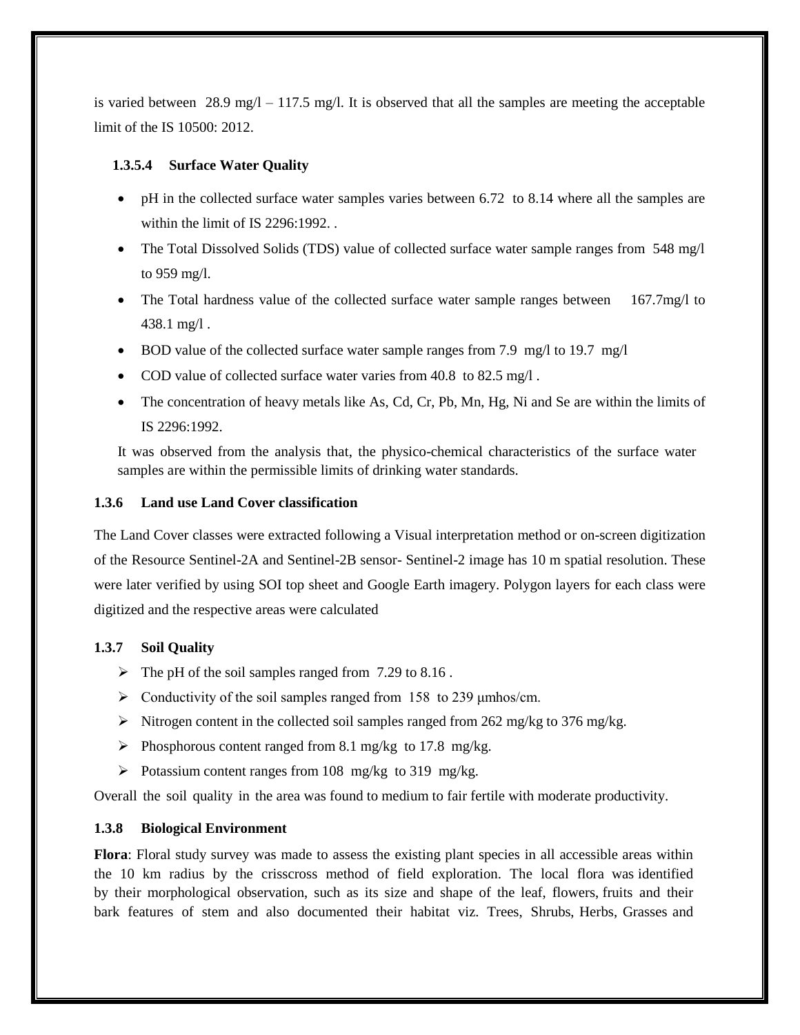is varied between 28.9 mg/l – 117.5 mg/l. It is observed that all the samples are meeting the acceptable limit of the IS 10500: 2012.

#### 1.3.5.4 Surface Water Quality

- pH in the collected surface water samples varies between 6.72 to 8.14 where all the samples are within the limit of IS 2296:1992. .
- The Total Dissolved Solids (TDS) value of collected surface water sample ranges from 548 mg/l to 959 mg/l.
- The Total hardness value of the collected surface water sample ranges between 167.7mg/l to 438.1 mg/l .
- BOD value of the collected surface water sample ranges from 7.9 mg/l to 19.7 mg/l
- COD value of collected surface water varies from 40.8 to 82.5 mg/l .
- The concentration of heavy metals like As, Cd, Cr, Pb, Mn, Hg, Ni and Se are within the limits of IS 2296:1992.

It was observed from the analysis that, the physico-chemical characteristics of the surface water samples are within the permissible limits of drinking water standards.

### 1.3.6 Land use Land Cover classification

The Land Cover classes were extracted following a Visual interpretation method or on-screen digitization of the Resource Sentinel-2A and Sentinel-2B sensor- Sentinel-2 image has 10 m spatial resolution. These were later verified by using SOI top sheet and Google Earth imagery. Polygon layers for each class were digitized and the respective areas were calculated

### 1.3.7 Soil Quality

- The pH of the soil samples ranged from 7.29 to 8.16 .
- Conductivity of the soil samples ranged from 158 to 239 μmhos/cm.
- Nitrogen content in the collected soil samples ranged from 262 mg/kg to 376 mg/kg.
- Phosphorous content ranged from 8.1 mg/kg to 17.8 mg/kg.
- Potassium content ranges from 108 mg/kg to 319 mg/kg.

Overall the soil quality in the area was found to medium to fair fertile with moderate productivity.

### 1.3.8 Biological Environment

**Flora**: Floral study survey was made to assess the existing plant species in all accessible areas within the 10 km radius by the crisscross method of field exploration. The local flora was identified by their morphological observation, such as its size and shape of the leaf, flowers, fruits and their bark features of stem and also documented their habitat viz. Trees, Shrubs, Herbs, Grasses and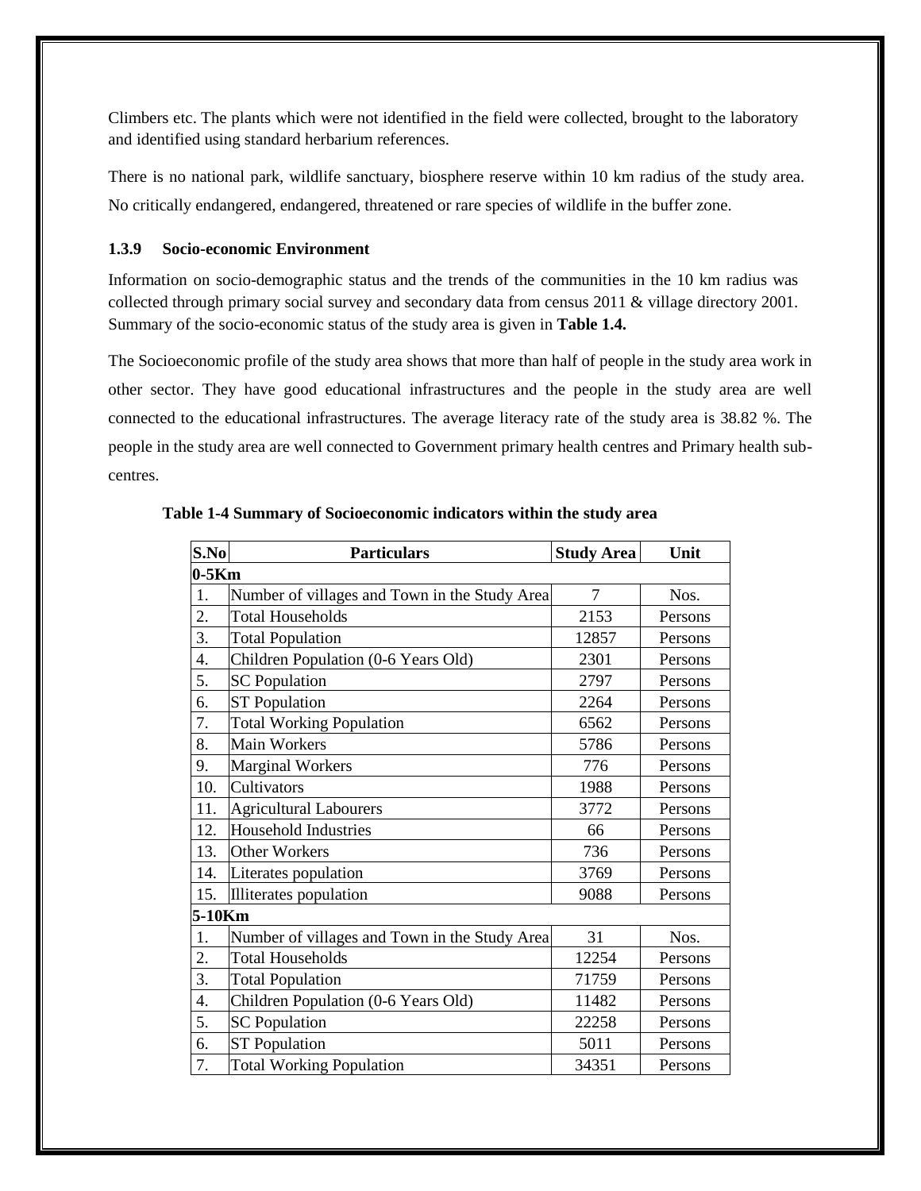Climbers etc. The plants which were not identified in the field were collected, brought to the laboratory and identified using standard herbarium references.

There is no national park, wildlife sanctuary, biosphere reserve within 10 km radius of the study area. No critically endangered, endangered, threatened or rare species of wildlife in the buffer zone.

### 1.3.9 Socio-economic Environment

Information on socio-demographic status and the trends of the communities in the 10 km radius was collected through primary social survey and secondary data from census 2011 & village directory 2001. Summary of the socio-economic status of the study area is given in **Table 1.4.**

The Socioeconomic profile of the study area shows that more than half of people in the study area work in other sector. They have good educational infrastructures and the people in the study area are well connected to the educational infrastructures. The average literacy rate of the study area is 38.82 %. The people in the study area are well connected to Government primary health centres and Primary health sub-centres.

**Table 1-4 Summary of Socioeconomic indicators within the study area**

| S.No | Particulars | Study Area | Unit |
|---|---|---|---|
| **0-5Km** | | | |
| 1. | Number of villages and Town in the Study Area | 7 | Nos. |
| 2. | Total Households | 2153 | Persons |
| 3. | Total Population | 12857 | Persons |
| 4. | Children Population (0-6 Years Old) | 2301 | Persons |
| 5. | SC Population | 2797 | Persons |
| 6. | ST Population | 2264 | Persons |
| 7. | Total Working Population | 6562 | Persons |
| 8. | Main Workers | 5786 | Persons |
| 9. | Marginal Workers | 776 | Persons |
| 10. | Cultivators | 1988 | Persons |
| 11. | Agricultural Labourers | 3772 | Persons |
| 12. | Household Industries | 66 | Persons |
| 13. | Other Workers | 736 | Persons |
| 14. | Literates population | 3769 | Persons |
| 15. | Illiterates population | 9088 | Persons |
| **5-10Km** | | | |
| 1. | Number of villages and Town in the Study Area | 31 | Nos. |
| 2. | Total Households | 12254 | Persons |
| 3. | Total Population | 71759 | Persons |
| 4. | Children Population (0-6 Years Old) | 11482 | Persons |
| 5. | SC Population | 22258 | Persons |
| 6. | ST Population | 5011 | Persons |
| 7. | Total Working Population | 34351 | Persons |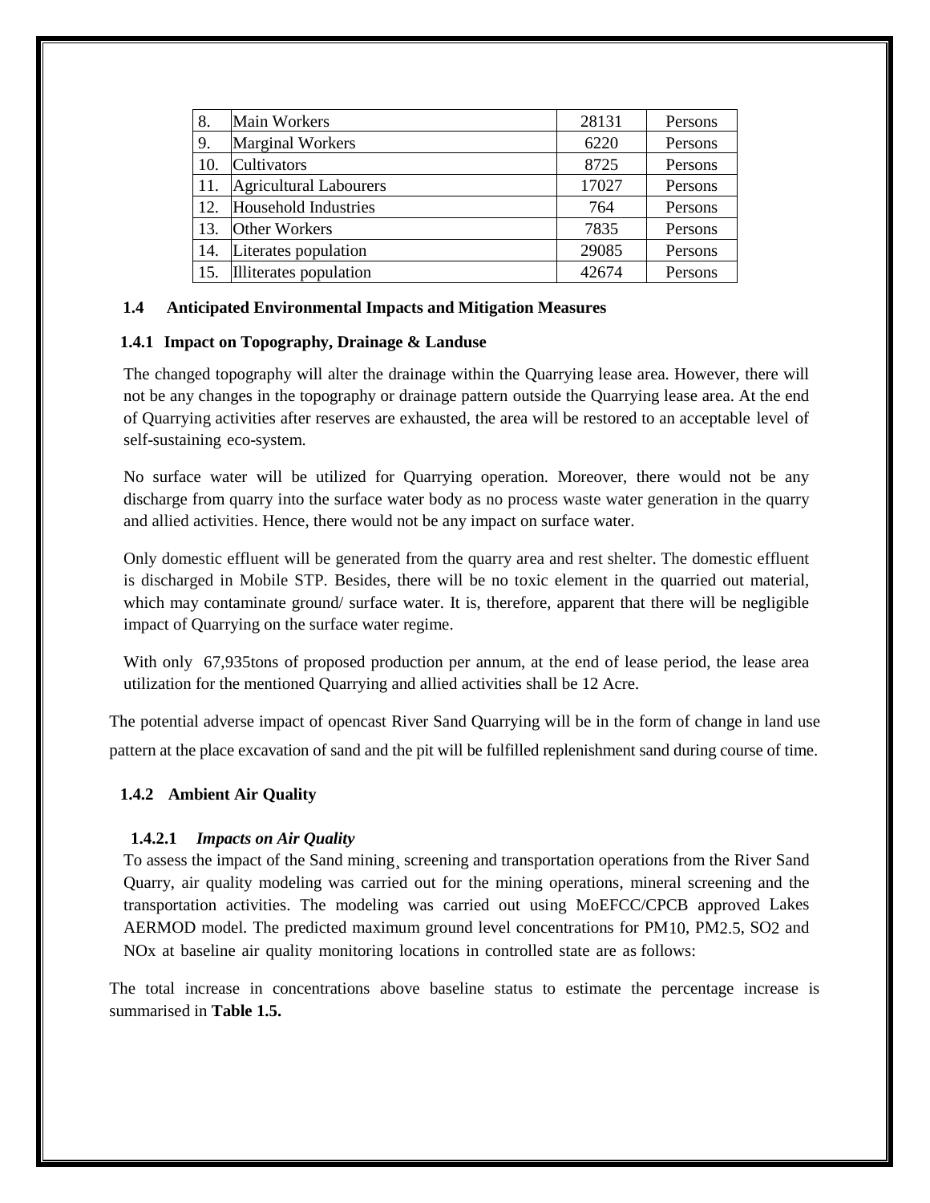| 8. | Main Workers | 28131 | Persons |
|---|---|---|---|
| 9. | Marginal Workers | 6220 | Persons |
| 10. | Cultivators | 8725 | Persons |
| 11. | Agricultural Labourers | 17027 | Persons |
| 12. | Household Industries | 764 | Persons |
| 13. | Other Workers | 7835 | Persons |
| 14. | Literates population | 29085 | Persons |
| 15. | Illiterates population | 42674 | Persons |

## 1.4 Anticipated Environmental Impacts and Mitigation Measures

### 1.4.1 Impact on Topography, Drainage & Landuse

The changed topography will alter the drainage within the Quarrying lease area. However, there will not be any changes in the topography or drainage pattern outside the Quarrying lease area. At the end of Quarrying activities after reserves are exhausted, the area will be restored to an acceptable level of self-sustaining eco-system.

No surface water will be utilized for Quarrying operation. Moreover, there would not be any discharge from quarry into the surface water body as no process waste water generation in the quarry and allied activities. Hence, there would not be any impact on surface water.

Only domestic effluent will be generated from the quarry area and rest shelter. The domestic effluent is discharged in Mobile STP. Besides, there will be no toxic element in the quarried out material, which may contaminate ground/ surface water. It is, therefore, apparent that there will be negligible impact of Quarrying on the surface water regime.

With only 67,935tons of proposed production per annum, at the end of lease period, the lease area utilization for the mentioned Quarrying and allied activities shall be 12 Acre.

The potential adverse impact of opencast River Sand Quarrying will be in the form of change in land use pattern at the place excavation of sand and the pit will be fulfilled replenishment sand during course of time.

### 1.4.2 Ambient Air Quality

#### 1.4.2.1 *Impacts on Air Quality*

To assess the impact of the Sand mining¸ screening and transportation operations from the River Sand Quarry, air quality modeling was carried out for the mining operations, mineral screening and the transportation activities. The modeling was carried out using MoEFCC/CPCB approved Lakes AERMOD model. The predicted maximum ground level concentrations for $PM_{10}$, $PM_{2.5}$, $SO_2$ and NOx at baseline air quality monitoring locations in controlled state are as follows:

The total increase in concentrations above baseline status to estimate the percentage increase is summarised in **Table 1.5.**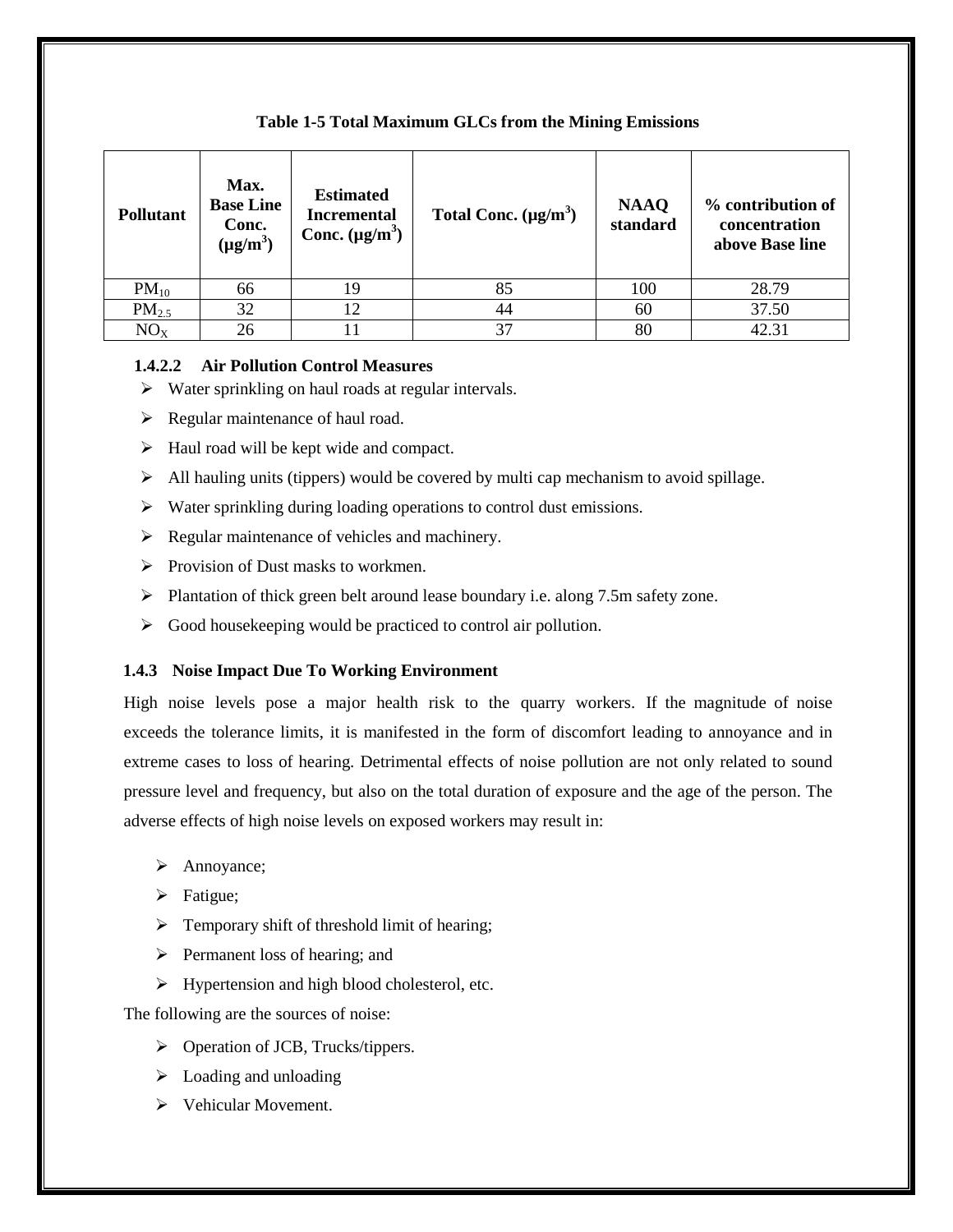**Table 1-5 Total Maximum GLCs from the Mining Emissions**

| Pollutant | Max. Base Line Conc. (µg/m$^3$) | Estimated Incremental Conc. (µg/m$^3$) | Total Conc. (µg/m$^3$) | NAAQ standard | % contribution of concentration above Base line |
|---|---|---|---|---|---|
| $PM_{10}$ | 66 | 19 | 85 | 100 | 28.79 |
| $PM_{2.5}$ | 32 | 12 | 44 | 60 | 37.50 |
| $NO_X$ | 26 | 11 | 37 | 80 | 42.31 |

#### 1.4.2.2 Air Pollution Control Measures

- Water sprinkling on haul roads at regular intervals.
- Regular maintenance of haul road.
- Haul road will be kept wide and compact.
- All hauling units (tippers) would be covered by multi cap mechanism to avoid spillage.
- Water sprinkling during loading operations to control dust emissions.
- Regular maintenance of vehicles and machinery.
- Provision of Dust masks to workmen.
- Plantation of thick green belt around lease boundary i.e. along 7.5m safety zone.
- Good housekeeping would be practiced to control air pollution.

### 1.4.3 Noise Impact Due To Working Environment

High noise levels pose a major health risk to the quarry workers. If the magnitude of noise exceeds the tolerance limits, it is manifested in the form of discomfort leading to annoyance and in extreme cases to loss of hearing. Detrimental effects of noise pollution are not only related to sound pressure level and frequency, but also on the total duration of exposure and the age of the person. The adverse effects of high noise levels on exposed workers may result in:

- Annoyance;
- Fatigue;
- Temporary shift of threshold limit of hearing;
- Permanent loss of hearing; and
- Hypertension and high blood cholesterol, etc.

The following are the sources of noise:

- Operation of JCB, Trucks/tippers.
- Loading and unloading
- Vehicular Movement.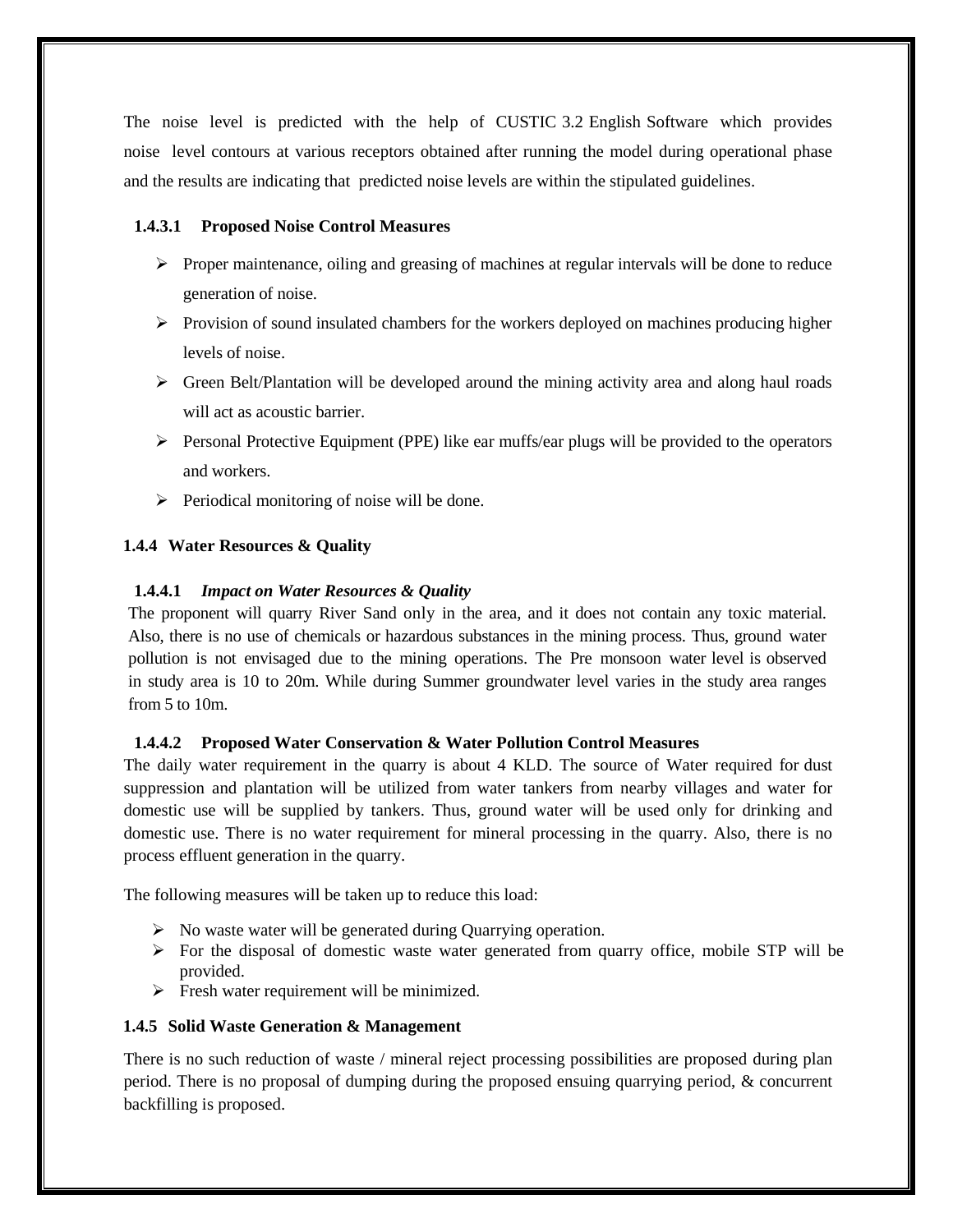The noise level is predicted with the help of CUSTIC 3.2 English Software which provides noise level contours at various receptors obtained after running the model during operational phase and the results are indicating that predicted noise levels are within the stipulated guidelines.

#### 1.4.3.1 Proposed Noise Control Measures

- Proper maintenance, oiling and greasing of machines at regular intervals will be done to reduce generation of noise.
- Provision of sound insulated chambers for the workers deployed on machines producing higher levels of noise.
- Green Belt/Plantation will be developed around the mining activity area and along haul roads will act as acoustic barrier.
- Personal Protective Equipment (PPE) like ear muffs/ear plugs will be provided to the operators and workers.
- Periodical monitoring of noise will be done.

### 1.4.4 Water Resources & Quality

#### 1.4.4.1 *Impact on Water Resources & Quality*

The proponent will quarry River Sand only in the area, and it does not contain any toxic material. Also, there is no use of chemicals or hazardous substances in the mining process. Thus, ground water pollution is not envisaged due to the mining operations. The Pre monsoon water level is observed in study area is 10 to 20m. While during Summer groundwater level varies in the study area ranges from 5 to 10m.

#### 1.4.4.2 Proposed Water Conservation & Water Pollution Control Measures

The daily water requirement in the quarry is about 4 KLD. The source of Water required for dust suppression and plantation will be utilized from water tankers from nearby villages and water for domestic use will be supplied by tankers. Thus, ground water will be used only for drinking and domestic use. There is no water requirement for mineral processing in the quarry. Also, there is no process effluent generation in the quarry.

The following measures will be taken up to reduce this load:

- No waste water will be generated during Quarrying operation.
- For the disposal of domestic waste water generated from quarry office, mobile STP will be provided.
- Fresh water requirement will be minimized.

### 1.4.5 Solid Waste Generation & Management

There is no such reduction of waste / mineral reject processing possibilities are proposed during plan period. There is no proposal of dumping during the proposed ensuing quarrying period, & concurrent backfilling is proposed.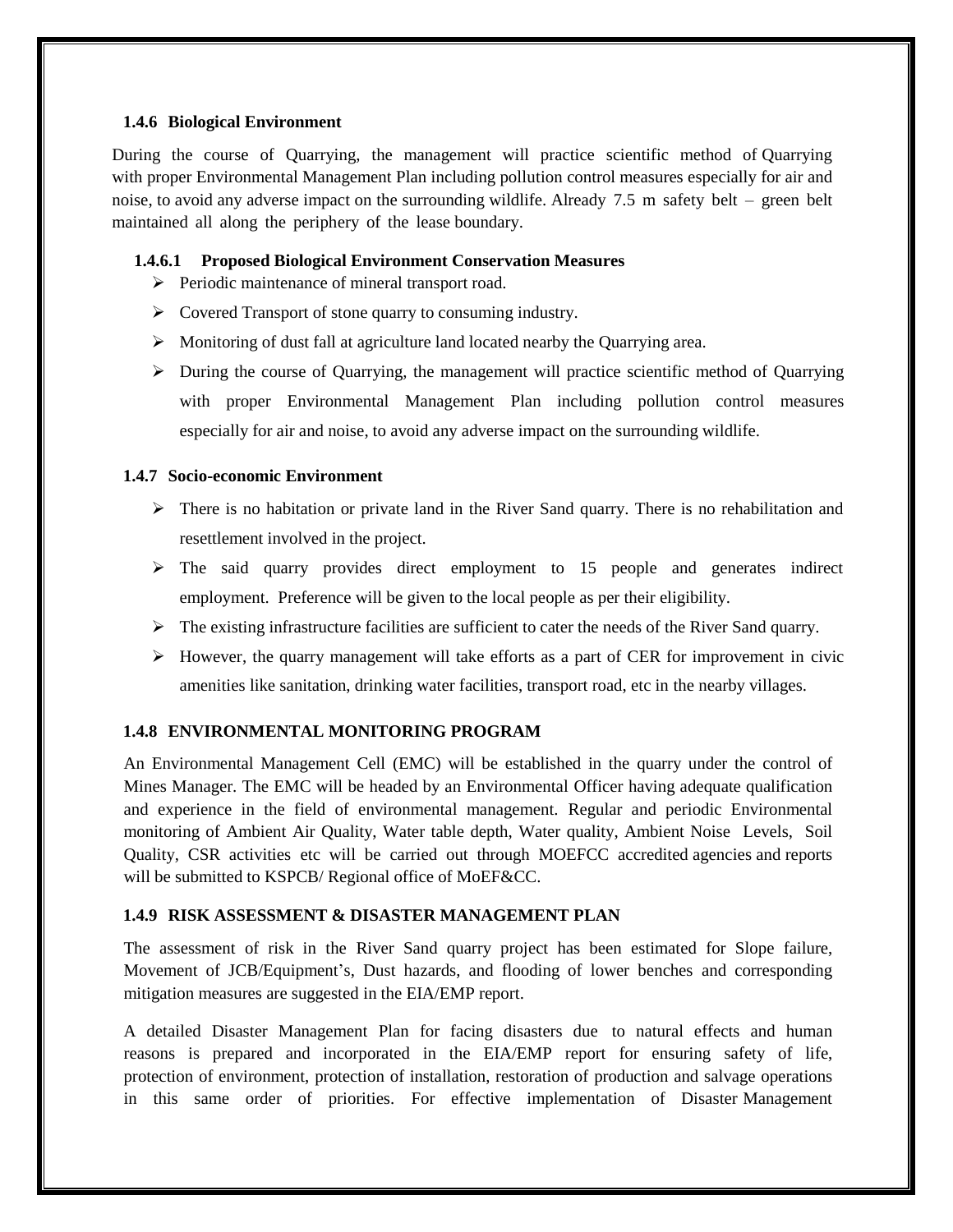### 1.4.6 Biological Environment

During the course of Quarrying, the management will practice scientific method of Quarrying with proper Environmental Management Plan including pollution control measures especially for air and noise, to avoid any adverse impact on the surrounding wildlife. Already 7.5 m safety belt – green belt maintained all along the periphery of the lease boundary.

#### 1.4.6.1 Proposed Biological Environment Conservation Measures

- Periodic maintenance of mineral transport road.
- Covered Transport of stone quarry to consuming industry.
- Monitoring of dust fall at agriculture land located nearby the Quarrying area.
- During the course of Quarrying, the management will practice scientific method of Quarrying with proper Environmental Management Plan including pollution control measures especially for air and noise, to avoid any adverse impact on the surrounding wildlife.

### 1.4.7 Socio-economic Environment

- There is no habitation or private land in the River Sand quarry. There is no rehabilitation and resettlement involved in the project.
- The said quarry provides direct employment to 15 people and generates indirect employment. Preference will be given to the local people as per their eligibility.
- The existing infrastructure facilities are sufficient to cater the needs of the River Sand quarry.
- However, the quarry management will take efforts as a part of CER for improvement in civic amenities like sanitation, drinking water facilities, transport road, etc in the nearby villages.

### 1.4.8 ENVIRONMENTAL MONITORING PROGRAM

An Environmental Management Cell (EMC) will be established in the quarry under the control of Mines Manager. The EMC will be headed by an Environmental Officer having adequate qualification and experience in the field of environmental management. Regular and periodic Environmental monitoring of Ambient Air Quality, Water table depth, Water quality, Ambient Noise Levels, Soil Quality, CSR activities etc will be carried out through MOEFCC accredited agencies and reports will be submitted to KSPCB/ Regional office of MoEF&CC.

### 1.4.9 RISK ASSESSMENT & DISASTER MANAGEMENT PLAN

The assessment of risk in the River Sand quarry project has been estimated for Slope failure, Movement of JCB/Equipment's, Dust hazards, and flooding of lower benches and corresponding mitigation measures are suggested in the EIA/EMP report.

A detailed Disaster Management Plan for facing disasters due to natural effects and human reasons is prepared and incorporated in the EIA/EMP report for ensuring safety of life, protection of environment, protection of installation, restoration of production and salvage operations in this same order of priorities. For effective implementation of Disaster Management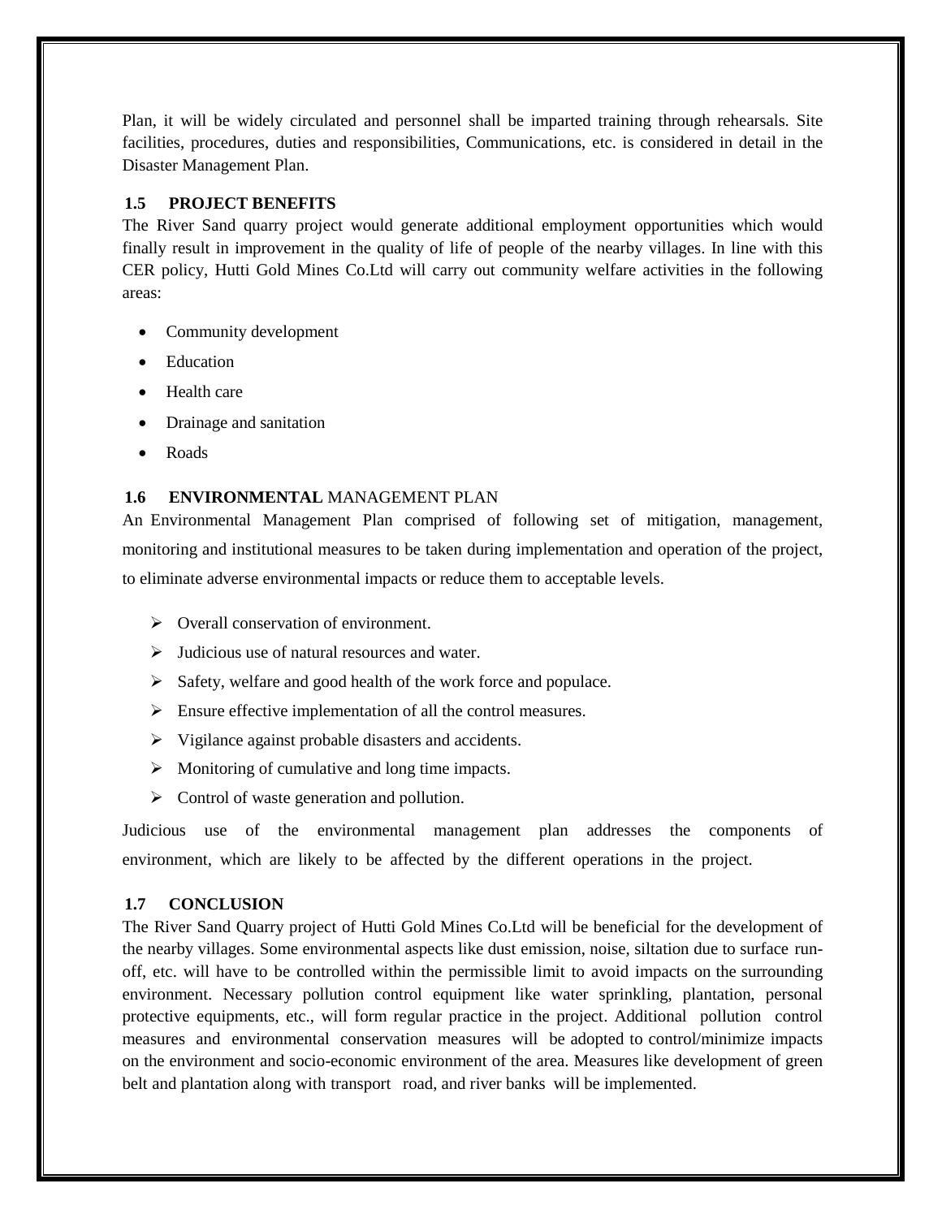Plan, it will be widely circulated and personnel shall be imparted training through rehearsals. Site facilities, procedures, duties and responsibilities, Communications, etc. is considered in detail in the Disaster Management Plan.

## 1.5 PROJECT BENEFITS

The River Sand quarry project would generate additional employment opportunities which would finally result in improvement in the quality of life of people of the nearby villages. In line with this CER policy, Hutti Gold Mines Co.Ltd will carry out community welfare activities in the following areas:

- Community development
- Education
- Health care
- Drainage and sanitation
- Roads

## 1.6 ENVIRONMENTAL MANAGEMENT PLAN

An Environmental Management Plan comprised of following set of mitigation, management, monitoring and institutional measures to be taken during implementation and operation of the project, to eliminate adverse environmental impacts or reduce them to acceptable levels.

- Overall conservation of environment.
- Judicious use of natural resources and water.
- Safety, welfare and good health of the work force and populace.
- Ensure effective implementation of all the control measures.
- Vigilance against probable disasters and accidents.
- Monitoring of cumulative and long time impacts.
- Control of waste generation and pollution.

Judicious use of the environmental management plan addresses the components of environment, which are likely to be affected by the different operations in the project.

## 1.7 CONCLUSION

The River Sand Quarry project of Hutti Gold Mines Co.Ltd will be beneficial for the development of the nearby villages. Some environmental aspects like dust emission, noise, siltation due to surface run-off, etc. will have to be controlled within the permissible limit to avoid impacts on the surrounding environment. Necessary pollution control equipment like water sprinkling, plantation, personal protective equipments, etc., will form regular practice in the project. Additional pollution control measures and environmental conservation measures will be adopted to control/minimize impacts on the environment and socio-economic environment of the area. Measures like development of green belt and plantation along with transport road, and river banks will be implemented.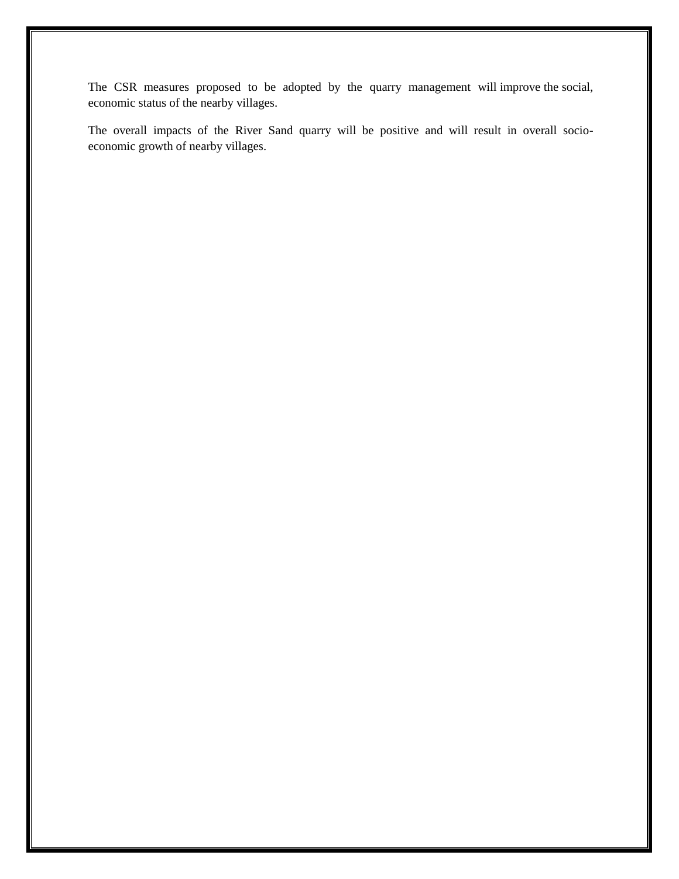The CSR measures proposed to be adopted by the quarry management will improve the social, economic status of the nearby villages.

The overall impacts of the River Sand quarry will be positive and will result in overall socio-economic growth of nearby villages.